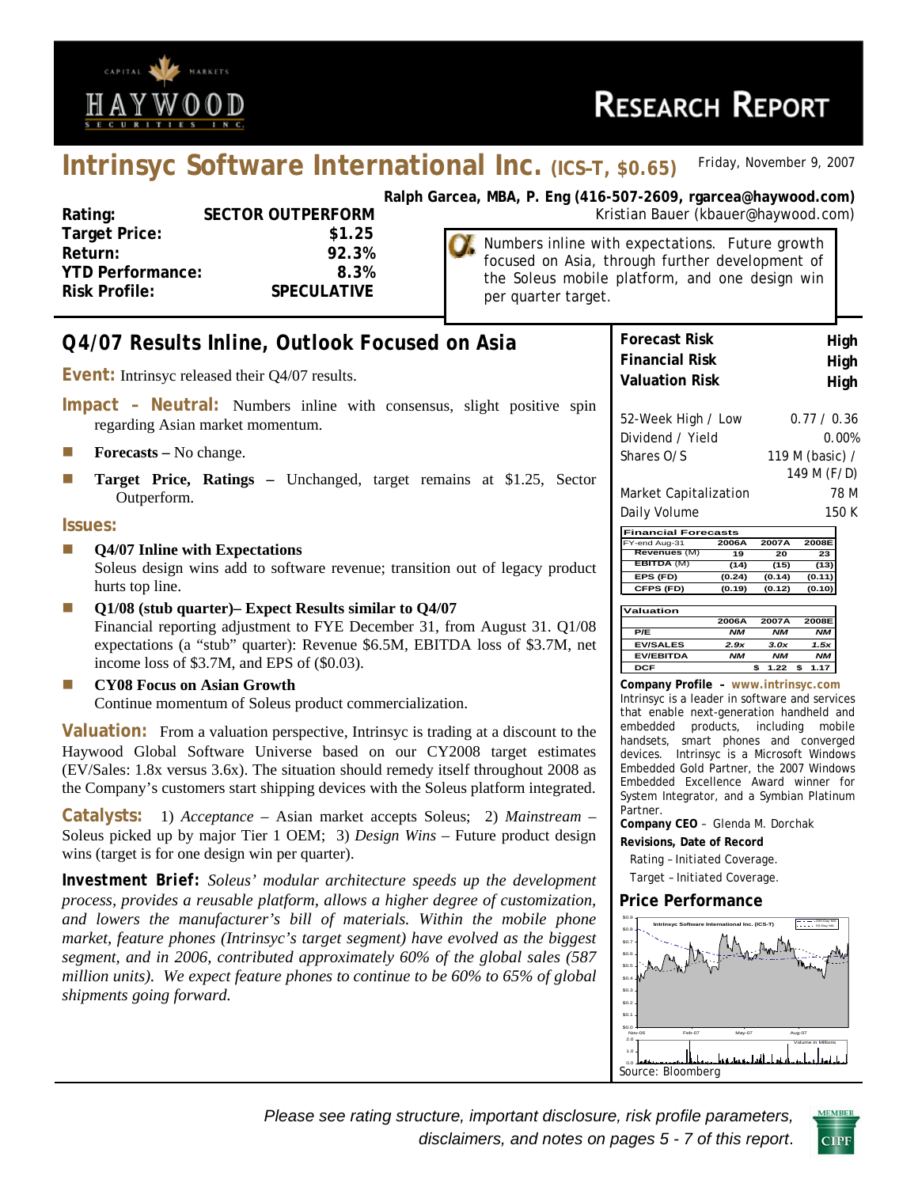# Haywood Securities Inc. — Research Report

## Intrinsyc Software International Inc. (ICS-T, $0.65)

Friday, November 9, 2007

**Ralph Garcea, MBA, P. Eng (416-507-2609, rgarcea@haywood.com)**
Kristian Bauer (kbauer@haywood.com)

| | |
|---|---|
| **Rating:** | **SECTOR OUTPERFORM** |
| **Target Price:** | **$1.25** |
| **Return:** | **92.3%** |
| **YTD Performance:** | **8.3%** |
| **Risk Profile:** | **SPECULATIVE** |

Numbers inline with expectations. Future growth focused on Asia, through further development of the Soleus mobile platform, and one design win per quarter target.

## Q4/07 Results Inline, Outlook Focused on Asia

**Event:** Intrinsyc released their Q4/07 results.

**Impact – Neutral:** Numbers inline with consensus, slight positive spin regarding Asian market momentum.

- **Forecasts –** No change.
- **Target Price, Ratings –** Unchanged, target remains at $1.25, Sector Outperform.

**Issues:**

- **Q4/07 Inline with Expectations**
  Soleus design wins add to software revenue; transition out of legacy product hurts top line.
- **Q1/08 (stub quarter)– Expect Results similar to Q4/07**
  Financial reporting adjustment to FYE December 31, from August 31. Q1/08 expectations (a "stub" quarter): Revenue $6.5M, EBITDA loss of $3.7M, net income loss of $3.7M, and EPS of ($0.03).
- **CY08 Focus on Asian Growth**
  Continue momentum of Soleus product commercialization.

**Valuation:** From a valuation perspective, Intrinsyc is trading at a discount to the Haywood Global Software Universe based on our CY2008 target estimates (EV/Sales: 1.8x versus 3.6x). The situation should remedy itself throughout 2008 as the Company's customers start shipping devices with the Soleus platform integrated.

**Catalysts:** 1) *Acceptance* – Asian market accepts Soleus; 2) *Mainstream* – Soleus picked up by major Tier 1 OEM; 3) *Design Wins* – Future product design wins (target is for one design win per quarter).

**Investment Brief:** *Soleus' modular architecture speeds up the development process, provides a reusable platform, allows a higher degree of customization, and lowers the manufacturer's bill of materials. Within the mobile phone market, feature phones (Intrinsyc's target segment) have evolved as the biggest segment, and in 2006, contributed approximately 60% of the global sales (587 million units). We expect feature phones to continue to be 60% to 65% of global shipments going forward.*

| | |
|---|---|
| **Forecast Risk** | **High** |
| **Financial Risk** | **High** |
| **Valuation Risk** | **High** |

| | |
|---|---|
| 52-Week High / Low | 0.77 / 0.36 |
| Dividend / Yield | 0.00% |
| Shares O/S | 119 M (basic) / 149 M (F/D) |
| Market Capitalization | 78 M |
| Daily Volume | 150 K |

| Financial Forecasts | | | |
|---|---|---|---|
| FY-end Aug-31 | 2006A | 2007A | 2008E |
| Revenues (M) | 19 | 20 | 23 |
| EBITDA (M) | (14) | (15) | (13) |
| EPS (FD) | (0.24) | (0.14) | (0.11) |
| CFPS (FD) | (0.19) | (0.12) | (0.10) |

| Valuation | 2006A | 2007A | 2008E |
|---|---|---|---|
| P/E | NM | NM | NM |
| EV/SALES | 2.9x | 3.0x | 1.5x |
| EV/EBITDA | NM | NM | NM |
| DCF | | $ 1.22 | $ 1.17 |

**Company Profile – www.intrinsyc.com**
Intrinsyc is a leader in software and services that enable next-generation handheld and embedded products, including mobile handsets, smart phones and converged devices. Intrinsyc is a Microsoft Windows Embedded Gold Partner, the 2007 Windows Embedded Excellence Award winner for System Integrator, and a Symbian Platinum Partner.

**Company CEO** – Glenda M. Dorchak

**Revisions, Date of Record**
Rating – Initiated Coverage.
Target – Initiated Coverage.

**Price Performance**

Source: Bloomberg

*Please see rating structure, important disclosure, risk profile parameters, disclaimers, and notes on pages 5 - 7 of this report.*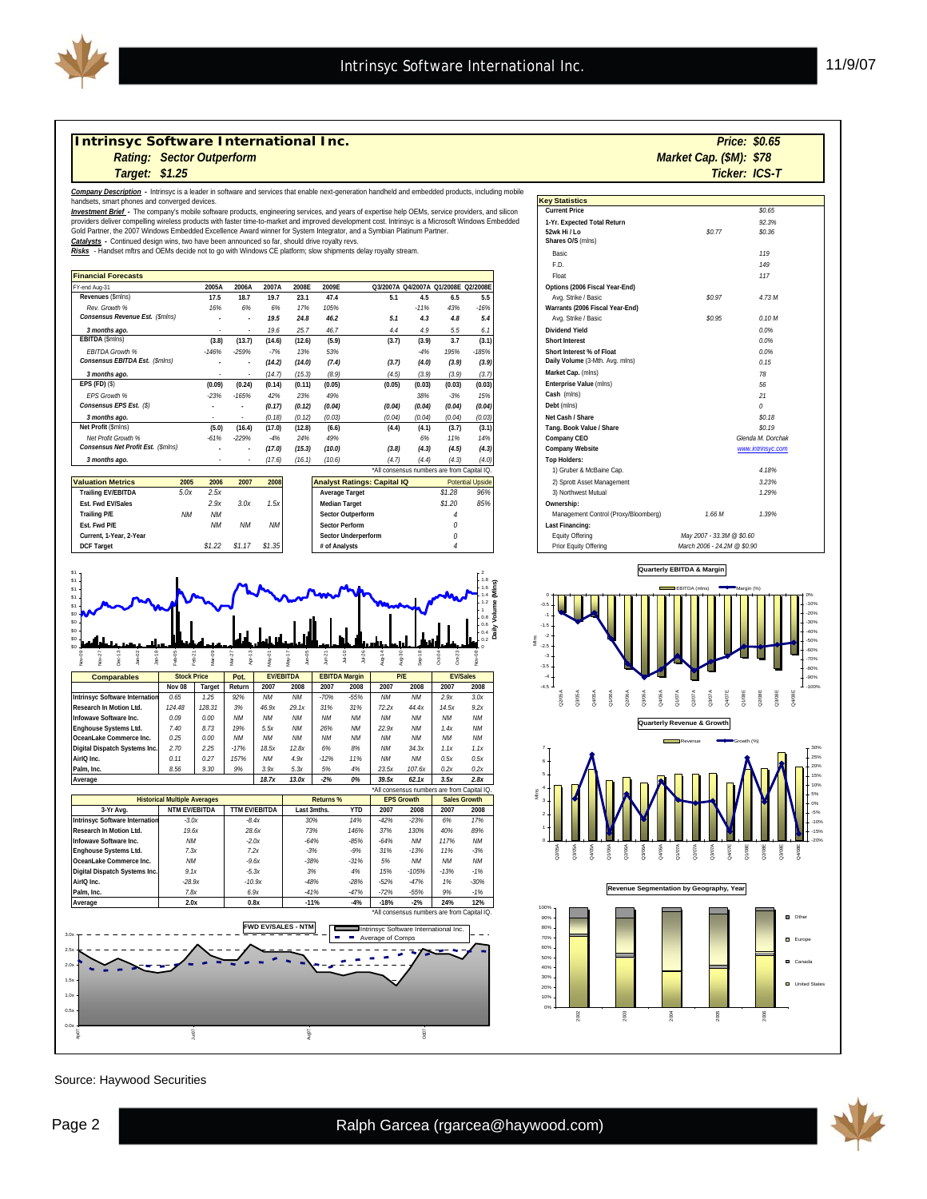# Intrinsyc Software International Inc.

**Rating: Sector Outperform**

**Target: $1.25**

**Price: $0.65**

**Market Cap. ($M): $78**

**Ticker: ICS-T**

***Company Description*** - Intrinsyc is a leader in software and services that enable next-generation handheld and embedded products, including mobile handsets, smart phones and converged devices.

***Investment Brief*** - The company's mobile software products, engineering services, and years of expertise help OEMs, service providers, and silicon providers deliver compelling wireless products with faster time-to-market and improved development cost. Intrinsyc is a Microsoft Windows Embedded Gold Partner, the 2007 Windows Embedded Excellence Award winner for System Integrator, and a Symbian Platinum Partner.

***Catalysts*** - Continued design wins, two have been announced so far, should drive royalty revs.

***Risks*** - Handset mftrs and OEMs decide not to go with Windows CE platform; slow shipments delay royalty stream.

## Key Statistics

| Key Statistics | | |
|---|---|---|
| Current Price | | $0.65 |
| 1-Yr. Expected Total Return | | 92.3% |
| 52wk Hi / Lo | $0.77 | $0.36 |
| Shares O/S (mlns) | | |
| Basic | | 119 |
| F.D. | | 149 |
| Float | | 117 |
| Options (2006 Fiscal Year-End) | | |
| Avg. Strike / Basic | $0.97 | 4.73 M |
| Warrants (2006 Fiscal Year-End) | | |
| Avg. Strike / Basic | $0.95 | 0.10 M |
| Dividend Yield | | 0.0% |
| Short Interest | | 0.0% |
| Short Interest % of Float | | 0.0% |
| Daily Volume (3-Mth. Avg. mlns) | | 0.15 |
| Market Cap. (mlns) | | 78 |
| Enterprise Value (mlns) | | 56 |
| Cash (mlns) | | 21 |
| Debt (mlns) | | 0 |
| Net Cash / Share | | $0.18 |
| Tang. Book Value / Share | | $0.19 |
| Company CEO | | Glenda M. Dorchak |
| Company Website | | www.intrinsyc.com |
| Top Holders: | | |
| 1) Gruber & McBaine Cap. | | 4.18% |
| 2) Sprott Asset Management | | 3.23% |
| 3) Northwest Mutual | | 1.29% |
| Ownership: | | |
| Management Control (Proxy/Bloomberg) | 1.66 M | 1.39% |
| Last Financing: | | |
| Equity Offering | May 2007 - 33.3M @ $0.60 | |
| Prior Equity Offering | March 2006 - 24.2M @ $0.90 | |

## Financial Forecasts

| FY-end Aug-31 | 2005A | 2006A | 2007A | 2008E | 2009E | Q3/2007A | Q4/2007A | Q1/2008E | Q2/2008E |
|---|---|---|---|---|---|---|---|---|---|
| **Revenues** ($mlns) | 17.5 | 18.7 | 19.7 | 23.1 | 47.4 | 5.1 | 4.5 | 6.5 | 5.5 |
| *Rev. Growth %* | 16% | 6% | 6% | 17% | 105% | | -11% | 43% | -16% |
| ***Consensus Revenue Est.*** *($mlns)* | - | - | 19.5 | 24.8 | 46.2 | 5.1 | 4.3 | 4.8 | 5.4 |
| *3 months ago.* | - | - | 19.6 | 25.7 | 46.7 | 4.4 | 4.9 | 5.5 | 6.1 |
| **EBITDA** ($mlns) | (3.8) | (13.7) | (14.6) | (12.6) | (5.9) | (3.7) | (3.9) | 3.7 | (3.1) |
| *EBITDA Growth %* | -146% | -259% | -7% | 13% | 53% | | -4% | 195% | -185% |
| ***Consensus EBITDA Est.*** *($mlns)* | - | - | (14.2) | (14.0) | (7.4) | (3.7) | (4.0) | (3.9) | (3.9) |
| *3 months ago.* | - | - | (14.7) | (15.3) | (8.9) | (4.5) | (3.9) | (3.9) | (3.7) |
| **EPS (FD)** ($) | (0.09) | (0.24) | (0.14) | (0.11) | (0.05) | (0.05) | (0.03) | (0.03) | (0.03) |
| *EPS Growth %* | -23% | -165% | 42% | 23% | 49% | | 38% | -3% | 15% |
| ***Consensus EPS Est.*** *($)* | - | - | (0.17) | (0.12) | (0.04) | (0.04) | (0.04) | (0.04) | (0.04) |
| *3 months ago.* | - | - | (0.18) | (0.12) | (0.03) | (0.04) | (0.04) | (0.04) | (0.03) |
| **Net Profit** ($mlns) | (5.0) | (16.4) | (17.0) | (12.8) | (6.6) | (4.4) | (4.1) | (3.7) | (3.1) |
| *Net Profit Growth %* | -61% | -229% | -4% | 24% | 49% | | 6% | 11% | 14% |
| ***Consensus Net Profit Est.*** *($mlns)* | - | - | (17.0) | (15.3) | (10.0) | (3.8) | (4.3) | (4.5) | (4.3) |
| *3 months ago.* | - | - | (17.6) | (16.1) | (10.6) | (4.7) | (4.4) | (4.3) | (4.0) |

*All consensus numbers are from Capital IQ.

## Valuation Metrics

| Valuation Metrics | 2005 | 2006 | 2007 | 2008 |
|---|---|---|---|---|
| Trailing EV/EBITDA | 5.0x | 2.5x | | |
| Est. Fwd EV/Sales | | 2.9x | 3.0x | 1.5x |
| Trailing P/E | NM | NM | | |
| Est. Fwd P/E | | NM | NM | NM |
| Current, 1-Year, 2-Year | | | | |
| DCF Target | | $1.22 | $1.17 | $1.35 |

## Analyst Ratings: Capital IQ

| Analyst Ratings: Capital IQ | | Potential Upside |
|---|---|---|
| Average Target | $1.28 | 96% |
| Median Target | $1.20 | 85% |
| Sector Outperform | 4 | |
| Sector Perform | 0 | |
| Sector Underperform | 0 | |
| # of Analysts | 4 | |

## Comparables

| Comparables | Stock Price | | Pot. | EV/EBITDA | | EBITDA Margin | | P/E | | EV/Sales | |
|---|---|---|---|---|---|---|---|---|---|---|---|
| | Nov 08 | Target | Return | 2007 | 2008 | 2007 | 2008 | 2007 | 2008 | 2007 | 2008 |
| Intrinsyc Software International | 0.65 | 1.25 | 92% | NM | NM | -70% | -55% | NM | NM | 2.9x | 3.0x |
| Research In Motion Ltd. | 124.48 | 128.31 | 3% | 46.9x | 29.1x | 31% | 31% | 72.2x | 44.4x | 14.5x | 9.2x |
| Infowave Software Inc. | 0.09 | 0.00 | NM | NM | NM | NM | NM | NM | NM | NM | NM |
| Enghouse Systems Ltd. | 7.40 | 8.73 | 19% | 5.5x | NM | 26% | NM | 22.9x | NM | 1.4x | NM |
| OceanLake Commerce Inc. | 0.25 | 0.00 | NM | NM | NM | NM | NM | NM | NM | NM | NM |
| Digital Dispatch Systems Inc. | 2.70 | 2.25 | -17% | 18.5x | 12.8x | 6% | 8% | NM | 34.3x | 1.1x | 1.1x |
| AirIQ Inc. | 0.11 | 0.27 | 157% | NM | 4.9x | -12% | 11% | NM | NM | 0.5x | 0.5x |
| Palm, Inc. | 8.56 | 9.30 | 9% | 3.9x | 5.3x | 5% | 4% | 23.5x | 107.6x | 0.2x | 0.2x |
| **Average** | | | | **18.7x** | **13.0x** | **-2%** | **0%** | **39.5x** | **62.1x** | **3.5x** | **2.8x** |

*All consensus numbers are from Capital IQ.

## Historical Multiple Averages

| 3-Yr Avg. | NTM EV/EBITDA | TTM EV/EBITDA | Returns % Last 3mths. | Returns % YTD | EPS Growth 2007 | EPS Growth 2008 | Sales Growth 2007 | Sales Growth 2008 |
|---|---|---|---|---|---|---|---|---|
| Intrinsyc Software International | -3.0x | -8.4x | 30% | 14% | -42% | -23% | 6% | 17% |
| Research In Motion Ltd. | 19.6x | 28.6x | 73% | 146% | 37% | 130% | 40% | 89% |
| Infowave Software Inc. | NM | -2.0x | -64% | -85% | -64% | NM | 117% | NM |
| Enghouse Systems Ltd. | 7.3x | 7.2x | -3% | -9% | 31% | -13% | 11% | -3% |
| OceanLake Commerce Inc. | NM | -9.6x | -38% | -31% | 5% | NM | NM | NM |
| Digital Dispatch Systems Inc. | 9.1x | -5.3x | 3% | 4% | 15% | -105% | -13% | -1% |
| AirIQ Inc. | -28.9x | -10.9x | -48% | -28% | -52% | -47% | 1% | -30% |
| Palm, Inc. | 7.8x | 6.9x | -41% | -47% | -72% | -55% | 9% | -1% |
| **Average** | **2.0x** | **0.8x** | **-11%** | **-4%** | **-18%** | **-2%** | **24%** | **12%** |

*All consensus numbers are from Capital IQ.

FWD EV/SALES - NTM

Quarterly EBITDA & Margin

Quarterly Revenue & Growth

Revenue Segmentation by Geography, Year

Source: Haywood Securities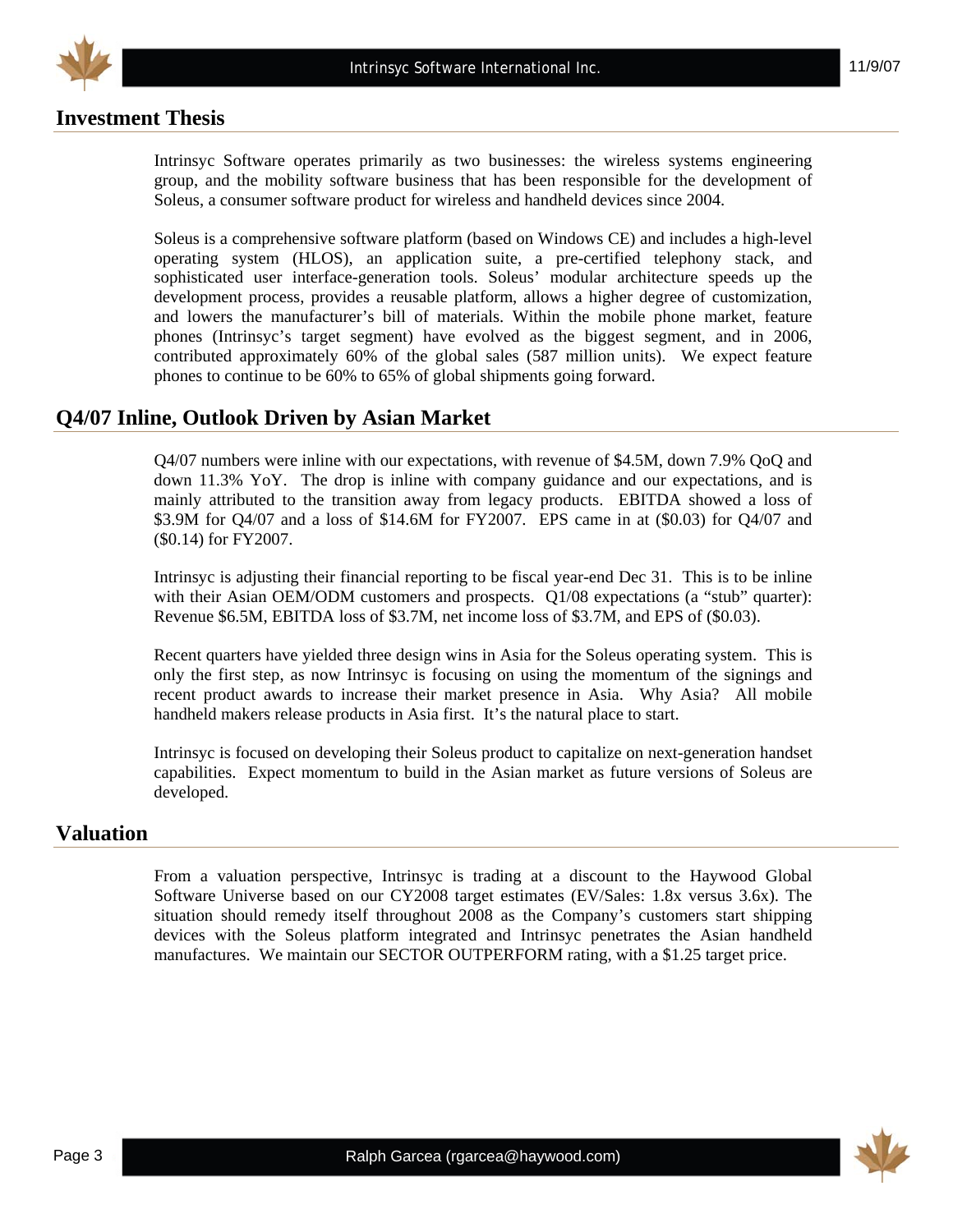## Investment Thesis

Intrinsyc Software operates primarily as two businesses: the wireless systems engineering group, and the mobility software business that has been responsible for the development of Soleus, a consumer software product for wireless and handheld devices since 2004.

Soleus is a comprehensive software platform (based on Windows CE) and includes a high-level operating system (HLOS), an application suite, a pre-certified telephony stack, and sophisticated user interface-generation tools. Soleus' modular architecture speeds up the development process, provides a reusable platform, allows a higher degree of customization, and lowers the manufacturer's bill of materials. Within the mobile phone market, feature phones (Intrinsyc's target segment) have evolved as the biggest segment, and in 2006, contributed approximately 60% of the global sales (587 million units). We expect feature phones to continue to be 60% to 65% of global shipments going forward.

## Q4/07 Inline, Outlook Driven by Asian Market

Q4/07 numbers were inline with our expectations, with revenue of $4.5M, down 7.9% QoQ and down 11.3% YoY. The drop is inline with company guidance and our expectations, and is mainly attributed to the transition away from legacy products. EBITDA showed a loss of $3.9M for Q4/07 and a loss of $14.6M for FY2007. EPS came in at ($0.03) for Q4/07 and ($0.14) for FY2007.

Intrinsyc is adjusting their financial reporting to be fiscal year-end Dec 31. This is to be inline with their Asian OEM/ODM customers and prospects. Q1/08 expectations (a "stub" quarter): Revenue $6.5M, EBITDA loss of $3.7M, net income loss of $3.7M, and EPS of ($0.03).

Recent quarters have yielded three design wins in Asia for the Soleus operating system. This is only the first step, as now Intrinsyc is focusing on using the momentum of the signings and recent product awards to increase their market presence in Asia. Why Asia? All mobile handheld makers release products in Asia first. It's the natural place to start.

Intrinsyc is focused on developing their Soleus product to capitalize on next-generation handset capabilities. Expect momentum to build in the Asian market as future versions of Soleus are developed.

## Valuation

From a valuation perspective, Intrinsyc is trading at a discount to the Haywood Global Software Universe based on our CY2008 target estimates (EV/Sales: 1.8x versus 3.6x). The situation should remedy itself throughout 2008 as the Company's customers start shipping devices with the Soleus platform integrated and Intrinsyc penetrates the Asian handheld manufactures. We maintain our SECTOR OUTPERFORM rating, with a $1.25 target price.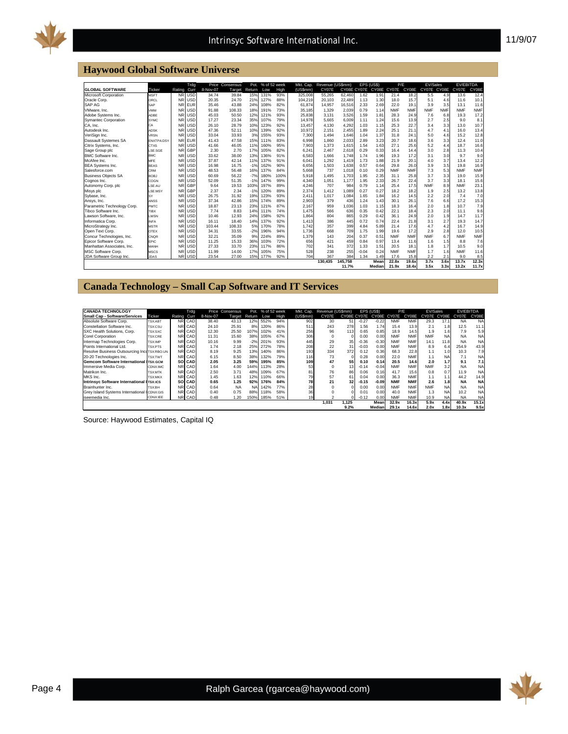## Haywood Global Software Universe

| GLOBAL SOFTWARE | Ticker | Rating | Trdg Curr | Price 8-Nov-07 | Consensus Target | Pot. Return | % of 52 week Low | % of 52 week High | Mkt. Cap. (US$mm) | Revenue (US$mm) CY07E | Revenue (US$mm) CY08E | EPS (US$) CY07E | EPS (US$) CY08E | P/E CY07E | P/E CY08E | EV/Sales CY07E | EV/Sales CY08E | EV/EBITDA CY07E | EV/EBITDA CY08E |
|---|---|---|---|---|---|---|---|---|---|---|---|---|---|---|---|---|---|---|---|
| Microsoft Corporation | MSFT | NR | USD | 34.74 | 39.84 | 15% | 131% | 93% | 325,008 | 55,265 | 62,460 | 1.62 | 1.91 | 21.4 | 18.2 | 5.5 | 4.9 | 13.6 | 12.4 |
| Oracle Corp. | ORCL | NR | USD | 20.35 | 24.70 | 21% | 127% | 88% | 104,219 | 20,103 | 22,489 | 1.13 | 1.30 | 18.0 | 15.7 | 5.1 | 4.6 | 11.6 | 10.1 |
| SAP AG | SAP | NR | EUR | 35.46 | 43.88 | 24% | 108% | 82% | 61,874 | 14,957 | 16,516 | 2.33 | 2.69 | 22.0 | 19.1 | 3.9 | 3.5 | 13.1 | 11.6 |
| VMware, Inc. | VMW | NR | USD | 91.88 | 108.33 | 18% | 191% | 73% | 35,185 | 1,329 | 2,039 | 0.79 | 1.14 | NMF | NMF | NMF | NMF | NMF | NMF |
| Adobe Systems Inc. | ADBE | NR | USD | 45.03 | 50.50 | 12% | 121% | 93% | 25,838 | 3,131 | 3,526 | 1.59 | 1.81 | 28.3 | 24.9 | 7.6 | 6.8 | 19.3 | 17.2 |
| Symantec Corporation | SYMC | NR | USD | 17.27 | 23.34 | 35% | 107% | 79% | 14,978 | 5,665 | 6,009 | 1.11 | 1.24 | 15.6 | 13.9 | 2.7 | 2.5 | 9.0 | 8.1 |
| CA, Inc. | CA | NR | USD | 26.10 | 28.79 | 10% | 123% | 92% | 13,457 | 4,130 | 4,292 | 1.03 | 1.15 | 25.3 | 22.7 | 3.4 | 3.3 | 13.0 | 10.7 |
| Autodesk Inc. | ADSK | NR | USD | 47.36 | 52.11 | 10% | 139% | 92% | 10,972 | 2,151 | 2,455 | 1.89 | 2.24 | 25.1 | 21.1 | 4.7 | 4.1 | 16.0 | 13.4 |
| VeriSign Inc. | VRSN | NR | USD | 33.04 | 33.93 | 3% | 155% | 93% | 7,300 | 1,494 | 1,646 | 1.04 | 1.37 | 31.8 | 24.1 | 5.0 | 4.6 | 15.2 | 12.8 |
| Dassault Systemes SA | ENXTPA:DSY | NR | EUR | 41.43 | 47.58 | 15% | 111% | 83% | 6,998 | 1,860 | 2,033 | 2.89 | 3.23 | 20.7 | 18.6 | 3.6 | 3.3 | 12.4 | 11.0 |
| Citrix Systems, Inc. | CTXS | NR | USD | 41.66 | 46.05 | 11% | 160% | 95% | 7,903 | 1,373 | 1,615 | 1.54 | 1.63 | 27.1 | 25.6 | 5.2 | 4.4 | 18.7 | 16.6 |
| Sage Group plc | LSE:SGE | NR | GBP | 2.30 | 2.70 | 17% | 105% | 82% | 6,241 | 2,467 | 2,618 | 0.29 | 0.33 | 16.4 | 14.4 | 3.0 | 2.8 | 11.3 | 10.4 |
| BMC Software Inc. | BMC | NR | USD | 33.62 | 38.00 | 13% | 136% | 91% | 6,583 | 1,666 | 1,748 | 1.74 | 1.96 | 19.3 | 17.2 | 3.1 | 3.0 | 9.7 | 9.0 |
| McAfee Inc. | MFE | NR | USD | 37.87 | 42.14 | 11% | 137% | 91% | 6,041 | 1,292 | 1,419 | 1.73 | 1.88 | 21.9 | 20.1 | 4.0 | 3.7 | 13.4 | 12.2 |
| BEA Systems Inc. | BEAS | NR | USD | 16.98 | 16.75 | -1% | 162% | 90% | 6,656 | 1,503 | 1,638 | 0.57 | 0.64 | 29.8 | 26.0 | 3.9 | 3.5 | 19.8 | 16.9 |
| Salesforce.com | CRM | NR | USD | 48.53 | 56.48 | 16% | 137% | 84% | 5,668 | 737 | 1,018 | 0.10 | 0.29 | NMF | NMF | 7.3 | 5.3 | NMF | NMF |
| Business Objects SA | BOBJ | NR | USD | 60.69 | 56.22 | -7% | 180% | 100% | 5,918 | 1,495 | 1,703 | 1.95 | 2.35 | 31.1 | 25.8 | 3.7 | 3.3 | 19.0 | 15.9 |
| Cognos Inc. | COGN | NR | USD | 52.09 | 51.35 | -1% | 147% | 99% | 4,340 | 1,051 | 1,177 | 1.95 | 2.33 | 26.7 | 22.4 | 3.7 | 3.3 | 18.1 | 15.6 |
| Autonomy Corp. plc | LSE:AU | NR | GBP | 9.64 | 19.53 | 103% | 197% | 89% | 4,246 | 707 | 984 | 0.79 | 1.14 | 25.4 | 17.5 | NMF | 8.9 | NMF | 23.1 |
| Misys plc | LSE:MSY | NR | GBP | 2.37 | 2.34 | -1% | 120% | 89% | 2,374 | 1,412 | 1,089 | 0.27 | 0.27 | 18.2 | 18.2 | 1.9 | 2.5 | 13.2 | 13.8 |
| Sybase, Inc. | SY | NR | USD | 26.75 | 31.92 | 19% | 123% | 93% | 2,411 | 1,017 | 1,084 | 1.65 | 1.84 | 16.2 | 14.5 | 2.2 | 2.0 | 7.4 | 7.0 |
| Ansys, Inc. | ANSS | NR | USD | 37.34 | 42.86 | 15% | 174% | 89% | 2,903 | 379 | 436 | 1.24 | 1.43 | 30.1 | 26.1 | 7.6 | 6.6 | 17.2 | 15.3 |
| Parametric Technology Corp. | PMTC | NR | USD | 18.87 | 23.13 | 23% | 121% | 87% | 2,167 | 959 | 1,036 | 1.03 | 1.15 | 18.3 | 16.4 | 2.0 | 1.8 | 10.7 | 7.9 |
| Tibco Software Inc. | TIBX | NR | USD | 7.74 | 8.83 | 14% | 111% | 74% | 1,475 | 566 | 636 | 0.35 | 0.42 | 22.1 | 18.4 | 2.3 | 2.0 | 11.1 | 9.6 |
| Lawson Software, Inc. | LWSN | NR | USD | 10.46 | 12.93 | 24% | 158% | 92% | 1,864 | 804 | 865 | 0.29 | 0.42 | 36.1 | 24.9 | 2.0 | 1.9 | 14.7 | 11.7 |
| Informatica Corp. | INFA | NR | USD | 16.11 | 18.40 | 14% | 137% | 92% | 1,413 | 386 | 445 | 0.72 | 0.74 | 22.4 | 21.8 | 3.1 | 2.7 | 19.3 | 14.7 |
| MicroStrategy Inc. | MSTR | NR | USD | 103.44 | 108.33 | 5% | 170% | 78% | 1,742 | 357 | 399 | 4.84 | 5.89 | 21.4 | 17.6 | 4.7 | 4.2 | 16.7 | 14.9 |
| Open Text Corp. | OTEX | NR | USD | 34.31 | 33.55 | -2% | 196% | 94% | 1,736 | 668 | 709 | 1.75 | 1.99 | 19.6 | 17.2 | 2.9 | 2.8 | 12.0 | 10.5 |
| Concur Technologies, Inc. | CNQR | NR | USD | 32.21 | 35.09 | 9% | 224% | 89% | 1,379 | 143 | 204 | 0.37 | 0.51 | NMF | NMF | NMF | 6.7 | NMF | NMF |
| Epicor Software Corp. | EPIC | NR | USD | 11.25 | 15.33 | 36% | 103% | 72% | 656 | 421 | 459 | 0.84 | 0.97 | 13.4 | 11.6 | 1.6 | 1.5 | 8.8 | 7.6 |
| Manhattan Associates, Inc. | MANH | NR | USD | 27.33 | 33.70 | 23% | 117% | 86% | 702 | 341 | 372 | 1.33 | 1.51 | 20.5 | 18.1 | 1.8 | 1.7 | 10.5 | 9.0 |
| MSC Software Corp. | MSCS | NR | USD | 11.99 | 14.00 | 17% | 105% | 75% | 528 | 238 | 255 | -0.04 | 0.24 | NMF | NMF | 1.7 | 1.6 | NMF | 11.6 |
| JDA Software Group Inc. | JDAS | NR | USD | 23.54 | 27.00 | 15% | 177% | 92% | 704 | 367 | 384 | 1.34 | 1.49 | 17.6 | 15.8 | 2.2 | 2.1 | 9.0 | 8.5 |
| | | | | | | | | | | 130,435 | 145,758 | | Mean | 22.8x | 19.6x | 3.7x | 3.6x | 13.7x | 12.3x |
| | | | | | | | | | | | 11.7% | | Median | 21.9x | 18.4x | 3.5x | 3.3x | 13.2x | 11.7x |

## Canada Technology – Small Cap Software and IT Services

| CANADA TECHNOLOGY Small Cap - Software/Services | Ticker | Rating | Trdg Curr | Price 8-Nov-07 | Consensus Target | Pot. Return | % of 52 week Low | % of 52 week High | Mkt. Cap. (US$mm) | Revenue (US$mm) CY07E | Revenue (US$mm) CY08E | EPS (US$) CY07E | EPS (US$) CY08E | P/E CY07E | P/E CY08E | EV/Sales CY07E | EV/Sales CY08E | EV/EBITDA CY07E | EV/EBITDA CY08E |
|---|---|---|---|---|---|---|---|---|---|---|---|---|---|---|---|---|---|---|---|
| Absolute Software Corp. | TSX:ABT | NR | CAD | 38.40 | 43.13 | 12% | 552% | 94% | 902 | 30 | 51 | -0.27 | -0.22 | NMF | NMF | 29.3 | 17.1 | NA | NA |
| Constellation Software Inc. | TSX:CSU | NR | CAD | 24.10 | 25.91 | 8% | 120% | 86% | 511 | 243 | 278 | 1.56 | 1.74 | 15.4 | 13.9 | 2.1 | 1.8 | 12.5 | 11.1 |
| SXC Health Solutions, Corp. | TSX:SXC | NR | CAD | 12.30 | 25.50 | 107% | 102% | 41% | 256 | 96 | 113 | 0.65 | 0.85 | 18.9 | 14.5 | 1.9 | 1.6 | 7.9 | 5.9 |
| Corel Corporation | TSX:CRE | NR | CAD | 11.31 | 15.60 | 38% | 105% | 67% | 306 | 0 | 0 | 0.00 | 0.00 | NMF | NMF | NMF | NA | NA | NA |
| Intermap Technologies Corp. | TSX:IMP | NR | CAD | 10.16 | 9.99 | -2% | 201% | 93% | 445 | 29 | 35 | -0.36 | -0.30 | NMF | NMF | 14.1 | 11.8 | NA | NA |
| Points International Ltd. | TSX:PTS | NR | CAD | 1.74 | 2.18 | 25% | 272% | 78% | 208 | 22 | 31 | -0.03 | 0.00 | NMF | NMF | 8.9 | 6.4 | 254.9 | 43.9 |
| Resolve Business Outsourcing Inc. | TSX:RBO.UN | NR | CAD | 8.19 | 9.25 | 13% | 140% | 86% | 193 | 334 | 372 | 0.12 | 0.36 | 68.3 | 22.8 | 1.1 | 1.0 | 10.3 | 7.9 |
| 20-20 Technologies Inc. | TSX:TWT | NR | CAD | 6.15 | 8.50 | 38% | 132% | 79% | 116 | 73 | 0 | 0.28 | 0.00 | 22.0 | NMF | 1.1 | NA | 7.1 | NA |
| **Gemcom Software International** | **TSX:GCM** | **SO** | **CAD** | **2.05** | **3.25** | **59%** | **195%** | **85%** | **109** | **47** | **55** | **0.10** | **0.14** | **20.5** | **14.6** | **2.0** | **1.7** | **9.1** | **7.1** |
| Immersive Media Corp. | CDNX:IMC | NR | CAD | 1.64 | 4.00 | 144% | 113% | 28% | 53 | 0 | 13 | -0.14 | -0.04 | NMF | NMF | NMF | 3.2 | NA | NA |
| Matrikon Inc. | TSX:MTK | NR | CAD | 2.50 | 3.71 | 48% | 109% | 67% | 81 | 76 | 86 | 0.06 | 0.16 | 41.7 | 15.6 | 0.8 | 0.7 | 11.9 | NA |
| MKS Inc. | TSX:MKX | NR | CAD | 1.45 | 1.63 | 12% | 110% | 66% | 79 | 57 | 61 | 0.04 | 0.00 | 36.3 | NMF | 1.1 | 1.1 | 44.2 | 14.9 |
| **Intrinsyc Software International** | **TSX:ICS** | **SO** | **CAD** | **0.65** | **1.25** | **92%** | **176%** | **84%** | **78** | **21** | **32** | **-0.15** | **-0.09** | **NMF** | **NMF** | **2.6** | **1.8** | **NA** | **NA** |
| Brainhunter Inc. | TSX:BH | NR | CAD | 0.64 | NA | NA | 142% | 77% | 28 | 0 | 0 | 0.00 | 0.00 | NMF | NMF | NMF | NA | NA | NA |
| Grey Island Systems International | CDNX:GIS | NR | CAD | 0.40 | 0.75 | 88% | 118% | 58% | 36 | 0 | 0 | 0.01 | 0.00 | 40.0 | NMF | 1.3 | NA | 10.2 | NA |
| iseemedia Inc. | CDNX:IEE | NR | CAD | 0.48 | 1.20 | 150% | 185% | 51% | 19 | 2 | 0 | -0.12 | 0.00 | NMF | NMF | 10.9 | NA | NA | NA |
| | | | | | | | | | | 1,031 | 1,125 | | Mean | 32.9x | 16.3x | 5.9x | 4.4x | 40.9x | 15.1x |
| | | | | | | | | | | | 9.2% | | Median | 29.1x | 14.6x | 2.0x | 1.8x | 10.3x | 9.5x |

Source: Haywood Estimates, Capital IQ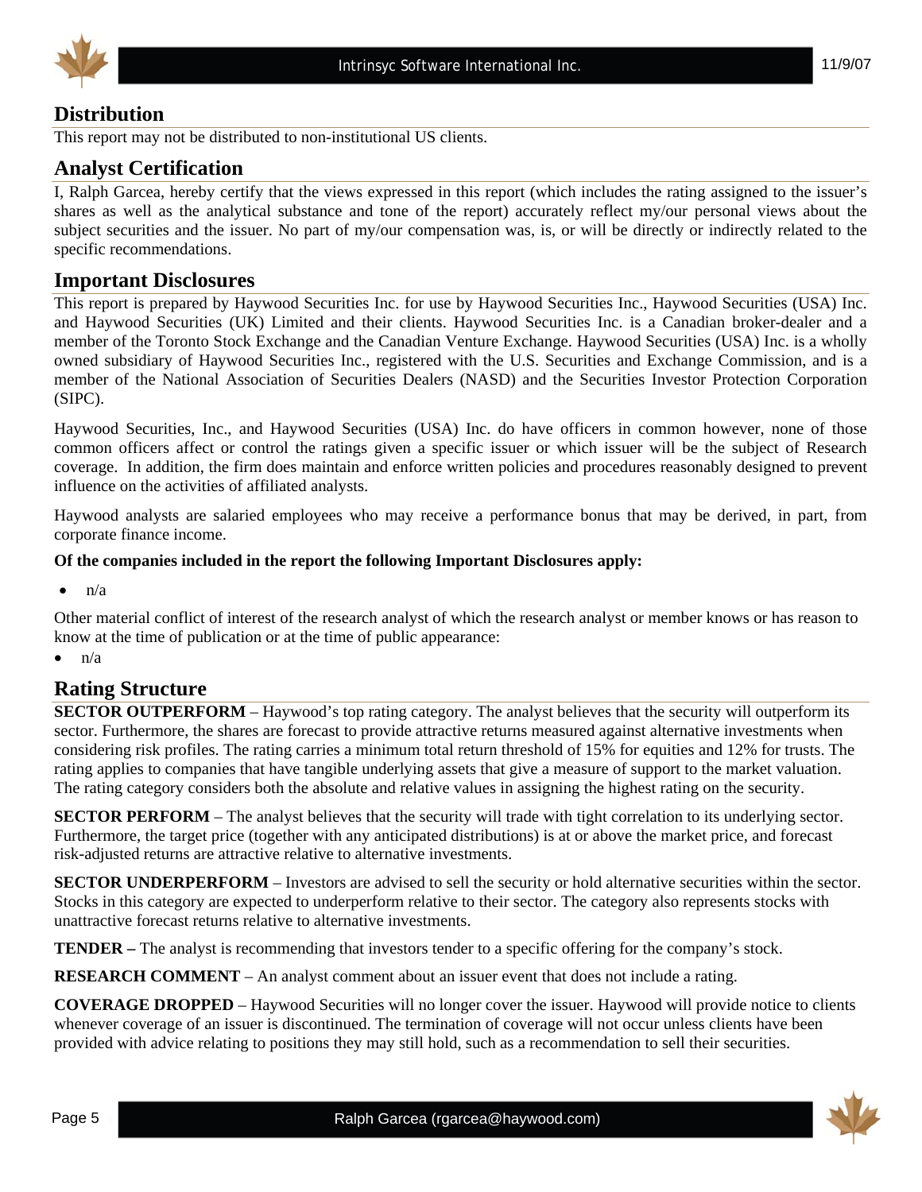## Distribution

This report may not be distributed to non-institutional US clients.

## Analyst Certification

I, Ralph Garcea, hereby certify that the views expressed in this report (which includes the rating assigned to the issuer's shares as well as the analytical substance and tone of the report) accurately reflect my/our personal views about the subject securities and the issuer. No part of my/our compensation was, is, or will be directly or indirectly related to the specific recommendations.

## Important Disclosures

This report is prepared by Haywood Securities Inc. for use by Haywood Securities Inc., Haywood Securities (USA) Inc. and Haywood Securities (UK) Limited and their clients. Haywood Securities Inc. is a Canadian broker-dealer and a member of the Toronto Stock Exchange and the Canadian Venture Exchange. Haywood Securities (USA) Inc. is a wholly owned subsidiary of Haywood Securities Inc., registered with the U.S. Securities and Exchange Commission, and is a member of the National Association of Securities Dealers (NASD) and the Securities Investor Protection Corporation (SIPC).

Haywood Securities, Inc., and Haywood Securities (USA) Inc. do have officers in common however, none of those common officers affect or control the ratings given a specific issuer or which issuer will be the subject of Research coverage. In addition, the firm does maintain and enforce written policies and procedures reasonably designed to prevent influence on the activities of affiliated analysts.

Haywood analysts are salaried employees who may receive a performance bonus that may be derived, in part, from corporate finance income.

**Of the companies included in the report the following Important Disclosures apply:**

- n/a

Other material conflict of interest of the research analyst of which the research analyst or member knows or has reason to know at the time of publication or at the time of public appearance:

- n/a

## Rating Structure

**SECTOR OUTPERFORM** – Haywood's top rating category. The analyst believes that the security will outperform its sector. Furthermore, the shares are forecast to provide attractive returns measured against alternative investments when considering risk profiles. The rating carries a minimum total return threshold of 15% for equities and 12% for trusts. The rating applies to companies that have tangible underlying assets that give a measure of support to the market valuation. The rating category considers both the absolute and relative values in assigning the highest rating on the security.

**SECTOR PERFORM** – The analyst believes that the security will trade with tight correlation to its underlying sector. Furthermore, the target price (together with any anticipated distributions) is at or above the market price, and forecast risk-adjusted returns are attractive relative to alternative investments.

**SECTOR UNDERPERFORM** – Investors are advised to sell the security or hold alternative securities within the sector. Stocks in this category are expected to underperform relative to their sector. The category also represents stocks with unattractive forecast returns relative to alternative investments.

**TENDER –** The analyst is recommending that investors tender to a specific offering for the company's stock.

**RESEARCH COMMENT** – An analyst comment about an issuer event that does not include a rating.

**COVERAGE DROPPED** – Haywood Securities will no longer cover the issuer. Haywood will provide notice to clients whenever coverage of an issuer is discontinued. The termination of coverage will not occur unless clients have been provided with advice relating to positions they may still hold, such as a recommendation to sell their securities.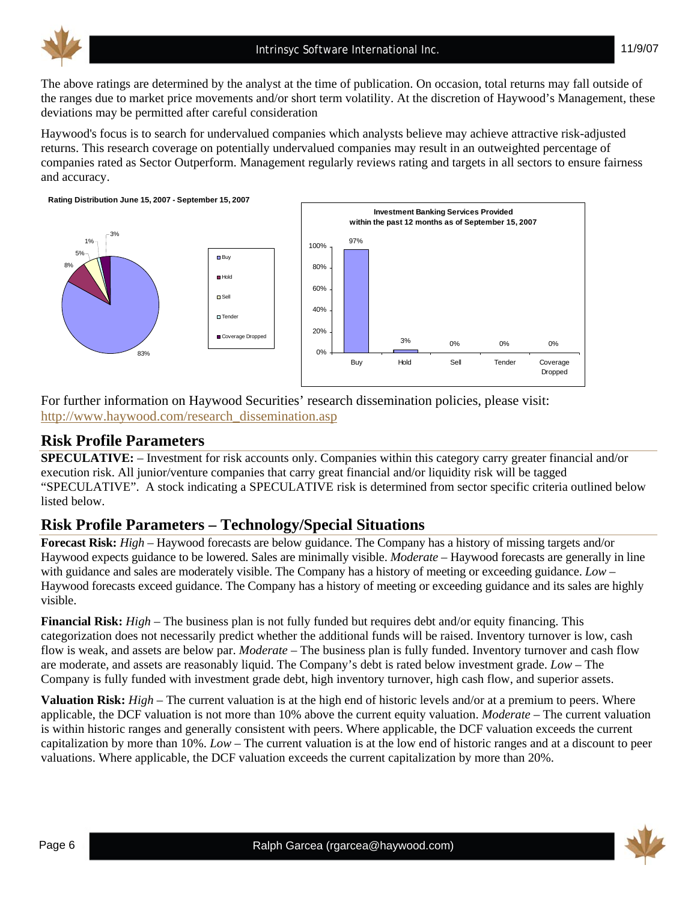The above ratings are determined by the analyst at the time of publication. On occasion, total returns may fall outside of the ranges due to market price movements and/or short term volatility. At the discretion of Haywood's Management, these deviations may be permitted after careful consideration

Haywood's focus is to search for undervalued companies which analysts believe may achieve attractive risk-adjusted returns. This research coverage on potentially undervalued companies may result in an outweighted percentage of companies rated as Sector Outperform. Management regularly reviews rating and targets in all sectors to ensure fairness and accuracy.

**Rating Distribution June 15, 2007 - September 15, 2007**

| Rating | Distribution |
|---|---|
| Buy | 83% |
| Hold | 8% |
| Sell | 5% |
| Tender | 1% |
| Coverage Dropped | 3% |

**Investment Banking Services Provided within the past 12 months as of September 15, 2007**

| Rating | Percentage |
|---|---|
| Buy | 97% |
| Hold | 3% |
| Sell | 0% |
| Tender | 0% |
| Coverage Dropped | 0% |

For further information on Haywood Securities' research dissemination policies, please visit: http://www.haywood.com/research_dissemination.asp

## Risk Profile Parameters

**SPECULATIVE:** – Investment for risk accounts only. Companies within this category carry greater financial and/or execution risk. All junior/venture companies that carry great financial and/or liquidity risk will be tagged "SPECULATIVE". A stock indicating a SPECULATIVE risk is determined from sector specific criteria outlined below listed below.

## Risk Profile Parameters – Technology/Special Situations

**Forecast Risk:** *High* – Haywood forecasts are below guidance. The Company has a history of missing targets and/or Haywood expects guidance to be lowered. Sales are minimally visible. *Moderate* – Haywood forecasts are generally in line with guidance and sales are moderately visible. The Company has a history of meeting or exceeding guidance. *Low* – Haywood forecasts exceed guidance. The Company has a history of meeting or exceeding guidance and its sales are highly visible.

**Financial Risk:** *High* – The business plan is not fully funded but requires debt and/or equity financing. This categorization does not necessarily predict whether the additional funds will be raised. Inventory turnover is low, cash flow is weak, and assets are below par. *Moderate* – The business plan is fully funded. Inventory turnover and cash flow are moderate, and assets are reasonably liquid. The Company's debt is rated below investment grade. *Low* – The Company is fully funded with investment grade debt, high inventory turnover, high cash flow, and superior assets.

**Valuation Risk:** *High* – The current valuation is at the high end of historic levels and/or at a premium to peers. Where applicable, the DCF valuation is not more than 10% above the current equity valuation. *Moderate* – The current valuation is within historic ranges and generally consistent with peers. Where applicable, the DCF valuation exceeds the current capitalization by more than 10%. *Low* – The current valuation is at the low end of historic ranges and at a discount to peer valuations. Where applicable, the DCF valuation exceeds the current capitalization by more than 20%.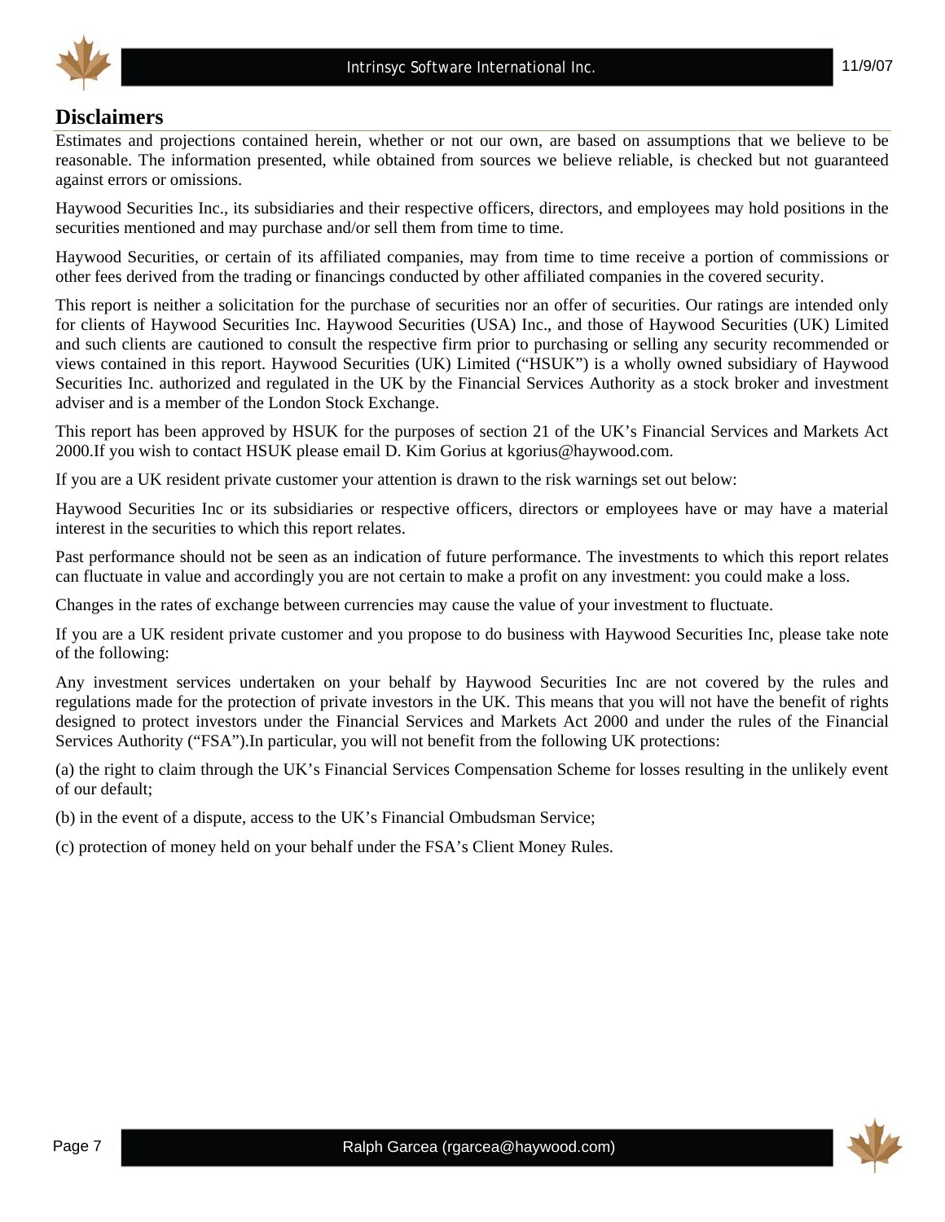## Disclaimers

Estimates and projections contained herein, whether or not our own, are based on assumptions that we believe to be reasonable. The information presented, while obtained from sources we believe reliable, is checked but not guaranteed against errors or omissions.

Haywood Securities Inc., its subsidiaries and their respective officers, directors, and employees may hold positions in the securities mentioned and may purchase and/or sell them from time to time.

Haywood Securities, or certain of its affiliated companies, may from time to time receive a portion of commissions or other fees derived from the trading or financings conducted by other affiliated companies in the covered security.

This report is neither a solicitation for the purchase of securities nor an offer of securities. Our ratings are intended only for clients of Haywood Securities Inc. Haywood Securities (USA) Inc., and those of Haywood Securities (UK) Limited and such clients are cautioned to consult the respective firm prior to purchasing or selling any security recommended or views contained in this report. Haywood Securities (UK) Limited ("HSUK") is a wholly owned subsidiary of Haywood Securities Inc. authorized and regulated in the UK by the Financial Services Authority as a stock broker and investment adviser and is a member of the London Stock Exchange.

This report has been approved by HSUK for the purposes of section 21 of the UK's Financial Services and Markets Act 2000.If you wish to contact HSUK please email D. Kim Gorius at kgorius@haywood.com.

If you are a UK resident private customer your attention is drawn to the risk warnings set out below:

Haywood Securities Inc or its subsidiaries or respective officers, directors or employees have or may have a material interest in the securities to which this report relates.

Past performance should not be seen as an indication of future performance. The investments to which this report relates can fluctuate in value and accordingly you are not certain to make a profit on any investment: you could make a loss.

Changes in the rates of exchange between currencies may cause the value of your investment to fluctuate.

If you are a UK resident private customer and you propose to do business with Haywood Securities Inc, please take note of the following:

Any investment services undertaken on your behalf by Haywood Securities Inc are not covered by the rules and regulations made for the protection of private investors in the UK. This means that you will not have the benefit of rights designed to protect investors under the Financial Services and Markets Act 2000 and under the rules of the Financial Services Authority ("FSA").In particular, you will not benefit from the following UK protections:

(a) the right to claim through the UK's Financial Services Compensation Scheme for losses resulting in the unlikely event of our default;

(b) in the event of a dispute, access to the UK's Financial Ombudsman Service;

(c) protection of money held on your behalf under the FSA's Client Money Rules.